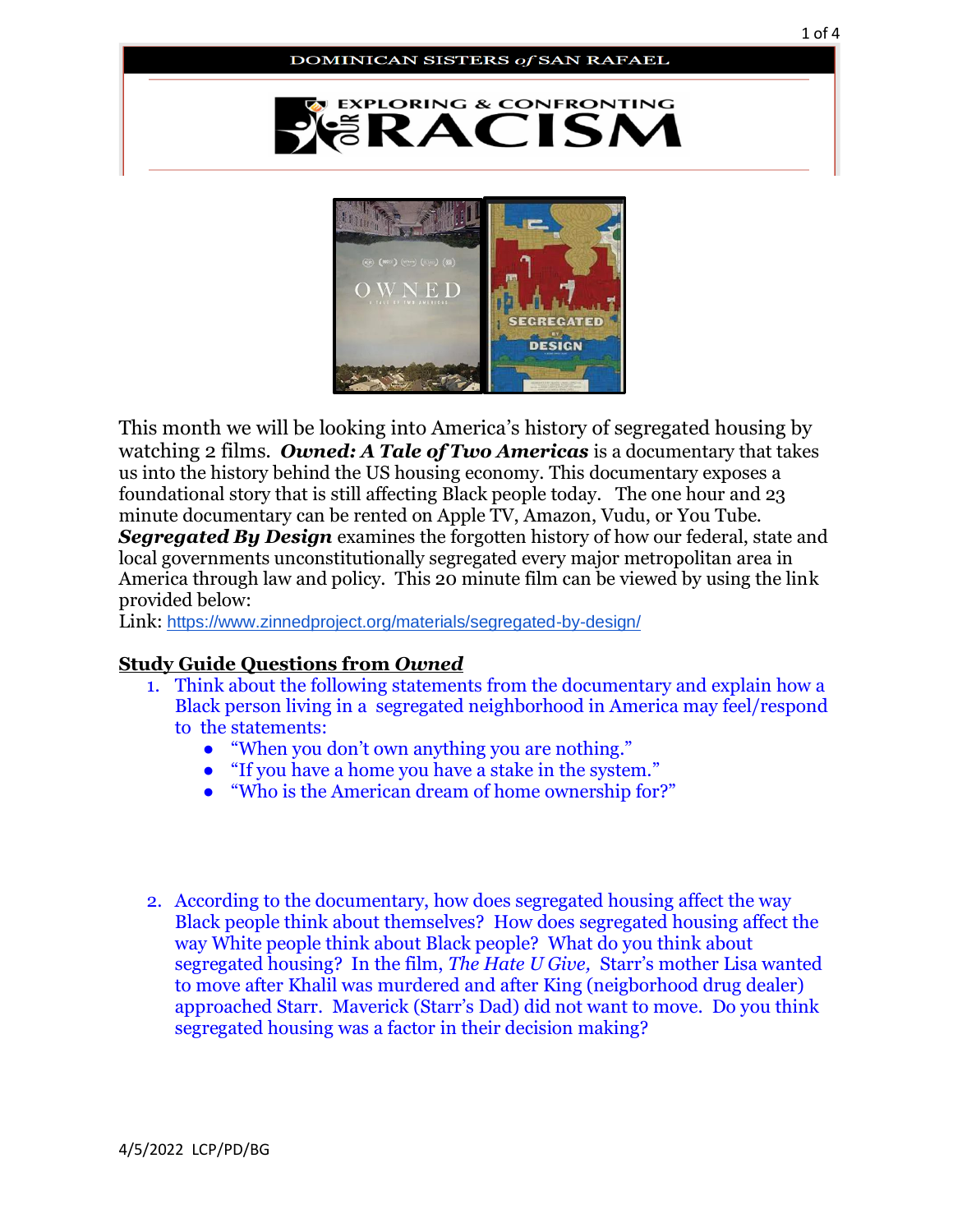DOMINICAN SISTERS of SAN RAFAEL

# EXPLORING & CONFRONTING OUR RACISM

This month we will be looking into America's history of segregated housing by watching 2 films. ***Owned: A Tale of Two Americas*** is a documentary that takes us into the history behind the US housing economy. This documentary exposes a foundational story that is still affecting Black people today. The one hour and 23 minute documentary can be rented on Apple TV, Amazon, Vudu, or You Tube. ***Segregated By Design*** examines the forgotten history of how our federal, state and local governments unconstitutionally segregated every major metropolitan area in America through law and policy. This 20 minute film can be viewed by using the link provided below:
Link: https://www.zinnedproject.org/materials/segregated-by-design/

## Study Guide Questions from *Owned*

1. Think about the following statements from the documentary and explain how a Black person living in a segregated neighborhood in America may feel/respond to the statements:
   - "When you don't own anything you are nothing."
   - "If you have a home you have a stake in the system."
   - "Who is the American dream of home ownership for?"

2. According to the documentary, how does segregated housing affect the way Black people think about themselves? How does segregated housing affect the way White people think about Black people? What do you think about segregated housing? In the film, *The Hate U Give,* Starr's mother Lisa wanted to move after Khalil was murdered and after King (neigborhood drug dealer) approached Starr. Maverick (Starr's Dad) did not want to move. Do you think segregated housing was a factor in their decision making?

4/5/2022 LCP/PD/BG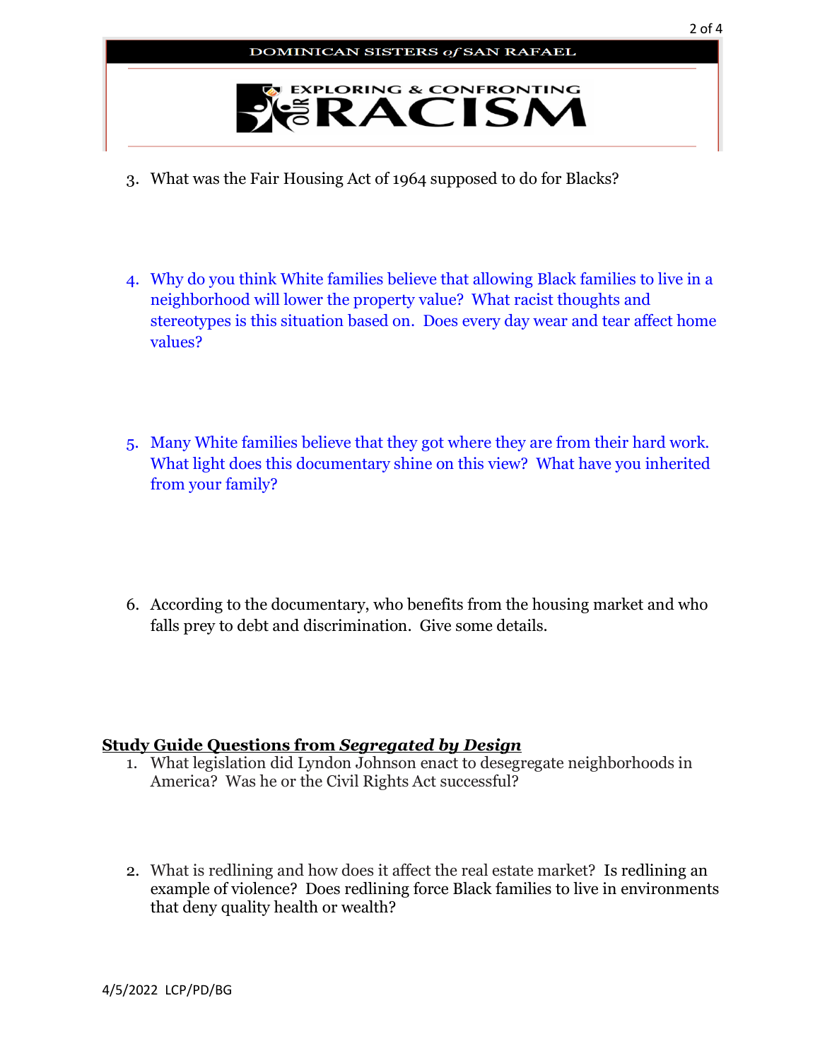DOMINICAN SISTERS *of* SAN RAFAEL

EXPLORING & CONFRONTING OUR RACISM

3. What was the Fair Housing Act of 1964 supposed to do for Blacks?

4. Why do you think White families believe that allowing Black families to live in a neighborhood will lower the property value? What racist thoughts and stereotypes is this situation based on. Does every day wear and tear affect home values?

5. Many White families believe that they got where they are from their hard work. What light does this documentary shine on this view? What have you inherited from your family?

6. According to the documentary, who benefits from the housing market and who falls prey to debt and discrimination. Give some details.

## Study Guide Questions from *Segregated by Design*

1. What legislation did Lyndon Johnson enact to desegregate neighborhoods in America? Was he or the Civil Rights Act successful?

2. What is redlining and how does it affect the real estate market? Is redlining an example of violence? Does redlining force Black families to live in environments that deny quality health or wealth?

4/5/2022 LCP/PD/BG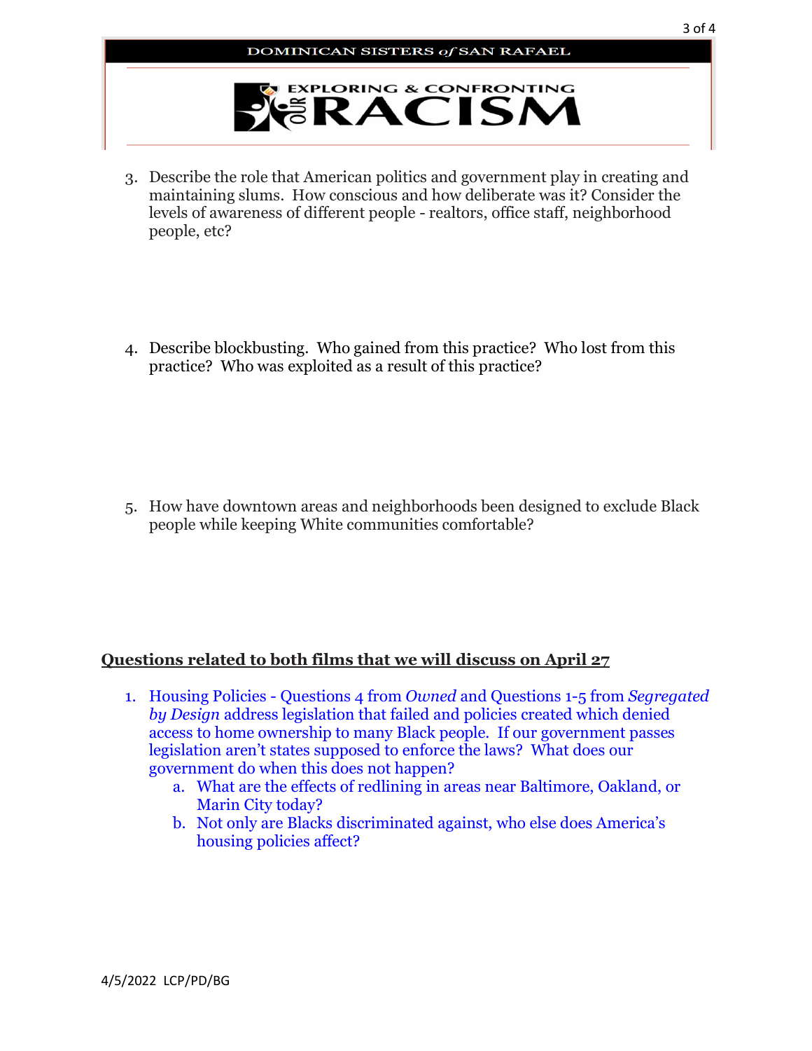3. Describe the role that American politics and government play in creating and maintaining slums. How conscious and how deliberate was it? Consider the levels of awareness of different people - realtors, office staff, neighborhood people, etc?

4. Describe blockbusting. Who gained from this practice? Who lost from this practice? Who was exploited as a result of this practice?

5. How have downtown areas and neighborhoods been designed to exclude Black people while keeping White communities comfortable?

**Questions related to both films that we will discuss on April 27**

1. Housing Policies - Questions 4 from *Owned* and Questions 1-5 from *Segregated by Design* address legislation that failed and policies created which denied access to home ownership to many Black people. If our government passes legislation aren't states supposed to enforce the laws? What does our government do when this does not happen?
   a. What are the effects of redlining in areas near Baltimore, Oakland, or Marin City today?
   b. Not only are Blacks discriminated against, who else does America's housing policies affect?

4/5/2022 LCP/PD/BG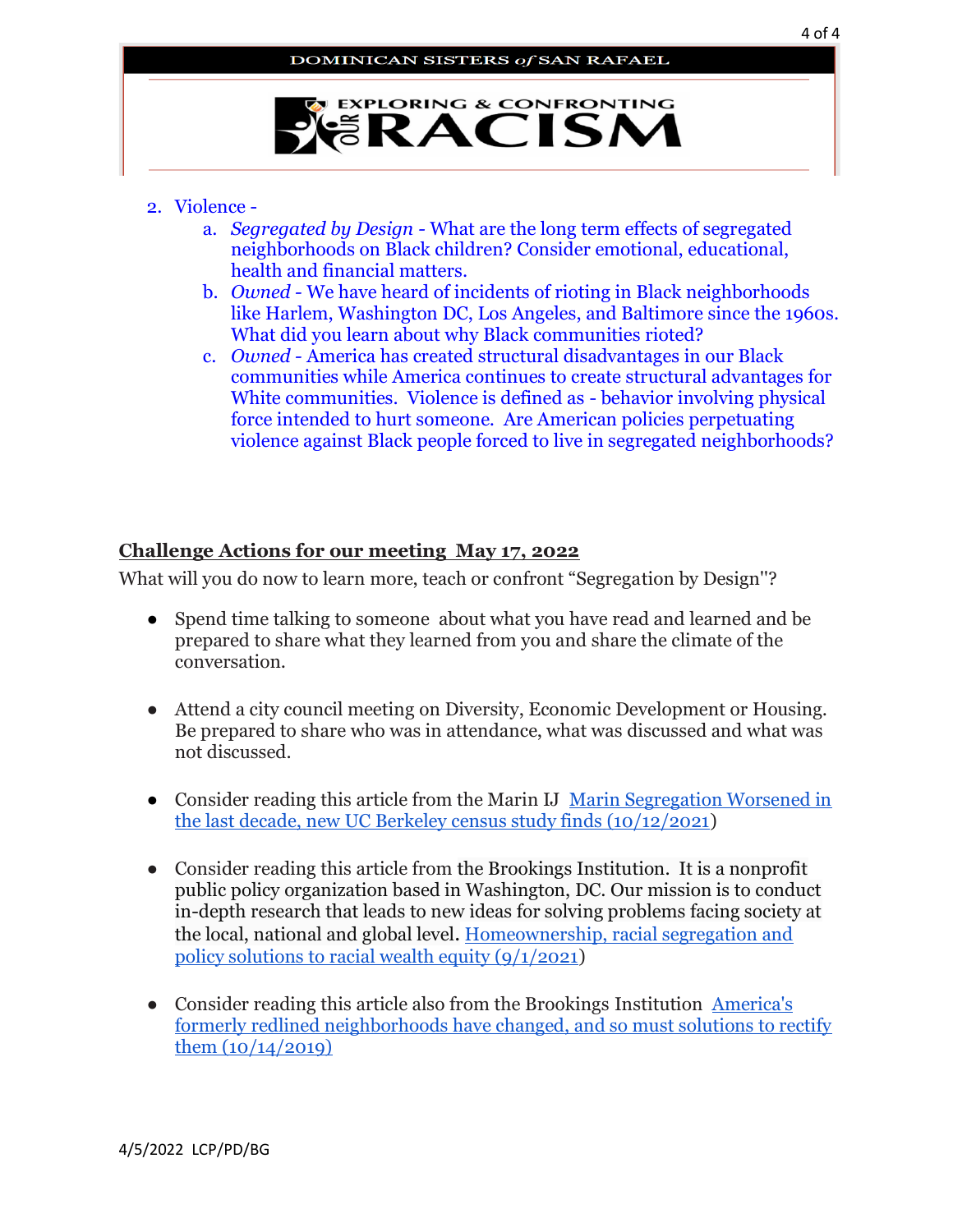DOMINICAN SISTERS *of* SAN RAFAEL

EXPLORING & CONFRONTING OUR RACISM

2. Violence -
    a. *Segregated by Design* - What are the long term effects of segregated neighborhoods on Black children? Consider emotional, educational, health and financial matters.
    b. *Owned* - We have heard of incidents of rioting in Black neighborhoods like Harlem, Washington DC, Los Angeles, and Baltimore since the 1960s. What did you learn about why Black communities rioted?
    c. *Owned* - America has created structural disadvantages in our Black communities while America continues to create structural advantages for White communities. Violence is defined as - behavior involving physical force intended to hurt someone. Are American policies perpetuating violence against Black people forced to live in segregated neighborhoods?

**Challenge Actions for our meeting May 17, 2022**

What will you do now to learn more, teach or confront "Segregation by Design"?

- Spend time talking to someone about what you have read and learned and be prepared to share what they learned from you and share the climate of the conversation.

- Attend a city council meeting on Diversity, Economic Development or Housing. Be prepared to share who was in attendance, what was discussed and what was not discussed.

- Consider reading this article from the Marin IJ Marin Segregation Worsened in the last decade, new UC Berkeley census study finds (10/12/2021)

- Consider reading this article from the Brookings Institution. It is a nonprofit public policy organization based in Washington, DC. Our mission is to conduct in-depth research that leads to new ideas for solving problems facing society at the local, national and global level. Homeownership, racial segregation and policy solutions to racial wealth equity (9/1/2021)

- Consider reading this article also from the Brookings Institution America's formerly redlined neighborhoods have changed, and so must solutions to rectify them (10/14/2019)

4/5/2022 LCP/PD/BG